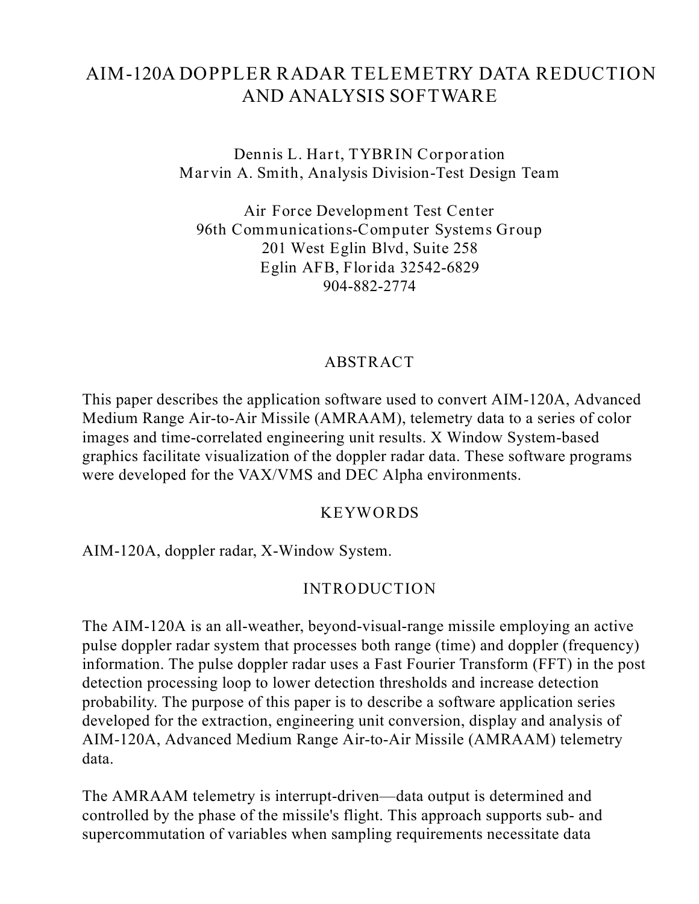# AIM-120A DOPPLER RADAR TELEMETRY DATA REDUCTION AND ANALYSIS SOFTWARE

Dennis L. Hart, TYBRIN Corporation
Marvin A. Smith, Analysis Division-Test Design Team

Air Force Development Test Center
96th Communications-Computer Systems Group
201 West Eglin Blvd, Suite 258
Eglin AFB, Florida 32542-6829
904-882-2774

## ABSTRACT

This paper describes the application software used to convert AIM-120A, Advanced Medium Range Air-to-Air Missile (AMRAAM), telemetry data to a series of color images and time-correlated engineering unit results. X Window System-based graphics facilitate visualization of the doppler radar data. These software programs were developed for the VAX/VMS and DEC Alpha environments.

## KEYWORDS

AIM-120A, doppler radar, X-Window System.

## INTRODUCTION

The AIM-120A is an all-weather, beyond-visual-range missile employing an active pulse doppler radar system that processes both range (time) and doppler (frequency) information. The pulse doppler radar uses a Fast Fourier Transform (FFT) in the post detection processing loop to lower detection thresholds and increase detection probability. The purpose of this paper is to describe a software application series developed for the extraction, engineering unit conversion, display and analysis of AIM-120A, Advanced Medium Range Air-to-Air Missile (AMRAAM) telemetry data.

The AMRAAM telemetry is interrupt-driven—data output is determined and controlled by the phase of the missile's flight. This approach supports sub- and supercommutation of variables when sampling requirements necessitate data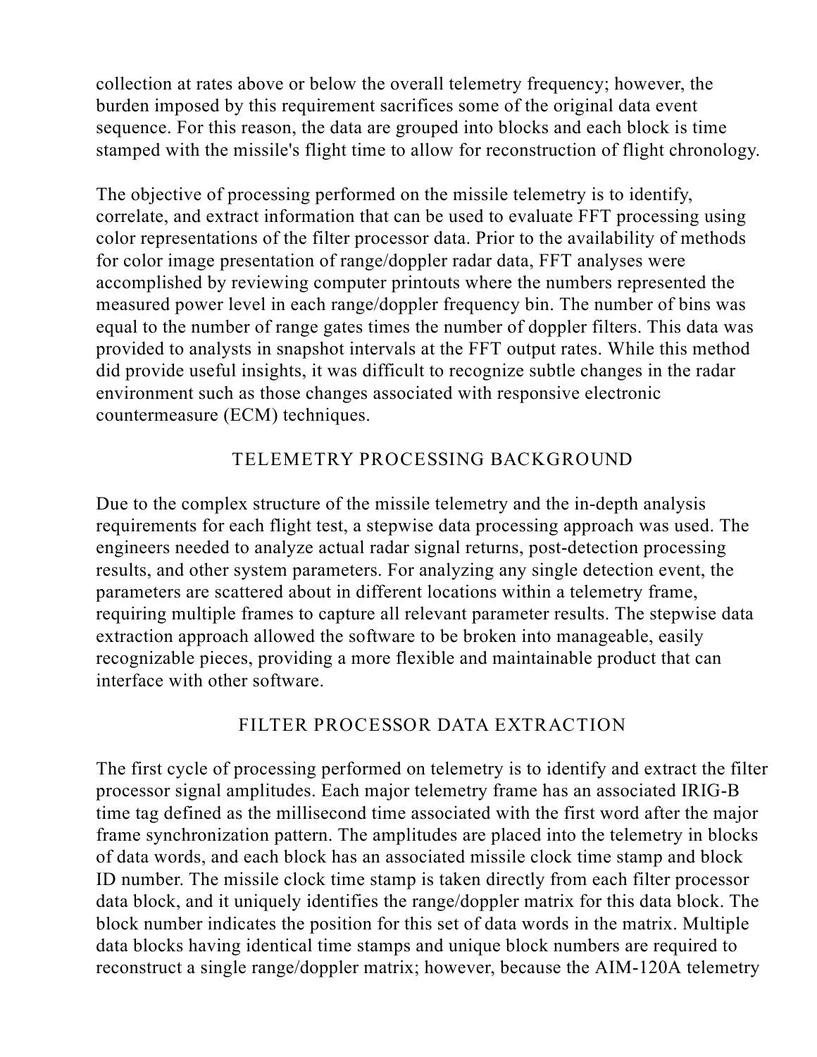collection at rates above or below the overall telemetry frequency; however, the burden imposed by this requirement sacrifices some of the original data event sequence. For this reason, the data are grouped into blocks and each block is time stamped with the missile's flight time to allow for reconstruction of flight chronology.

The objective of processing performed on the missile telemetry is to identify, correlate, and extract information that can be used to evaluate FFT processing using color representations of the filter processor data. Prior to the availability of methods for color image presentation of range/doppler radar data, FFT analyses were accomplished by reviewing computer printouts where the numbers represented the measured power level in each range/doppler frequency bin. The number of bins was equal to the number of range gates times the number of doppler filters. This data was provided to analysts in snapshot intervals at the FFT output rates. While this method did provide useful insights, it was difficult to recognize subtle changes in the radar environment such as those changes associated with responsive electronic countermeasure (ECM) techniques.

## TELEMETRY PROCESSING BACKGROUND

Due to the complex structure of the missile telemetry and the in-depth analysis requirements for each flight test, a stepwise data processing approach was used. The engineers needed to analyze actual radar signal returns, post-detection processing results, and other system parameters. For analyzing any single detection event, the parameters are scattered about in different locations within a telemetry frame, requiring multiple frames to capture all relevant parameter results. The stepwise data extraction approach allowed the software to be broken into manageable, easily recognizable pieces, providing a more flexible and maintainable product that can interface with other software.

## FILTER PROCESSOR DATA EXTRACTION

The first cycle of processing performed on telemetry is to identify and extract the filter processor signal amplitudes. Each major telemetry frame has an associated IRIG-B time tag defined as the millisecond time associated with the first word after the major frame synchronization pattern. The amplitudes are placed into the telemetry in blocks of data words, and each block has an associated missile clock time stamp and block ID number. The missile clock time stamp is taken directly from each filter processor data block, and it uniquely identifies the range/doppler matrix for this data block. The block number indicates the position for this set of data words in the matrix. Multiple data blocks having identical time stamps and unique block numbers are required to reconstruct a single range/doppler matrix; however, because the AIM-120A telemetry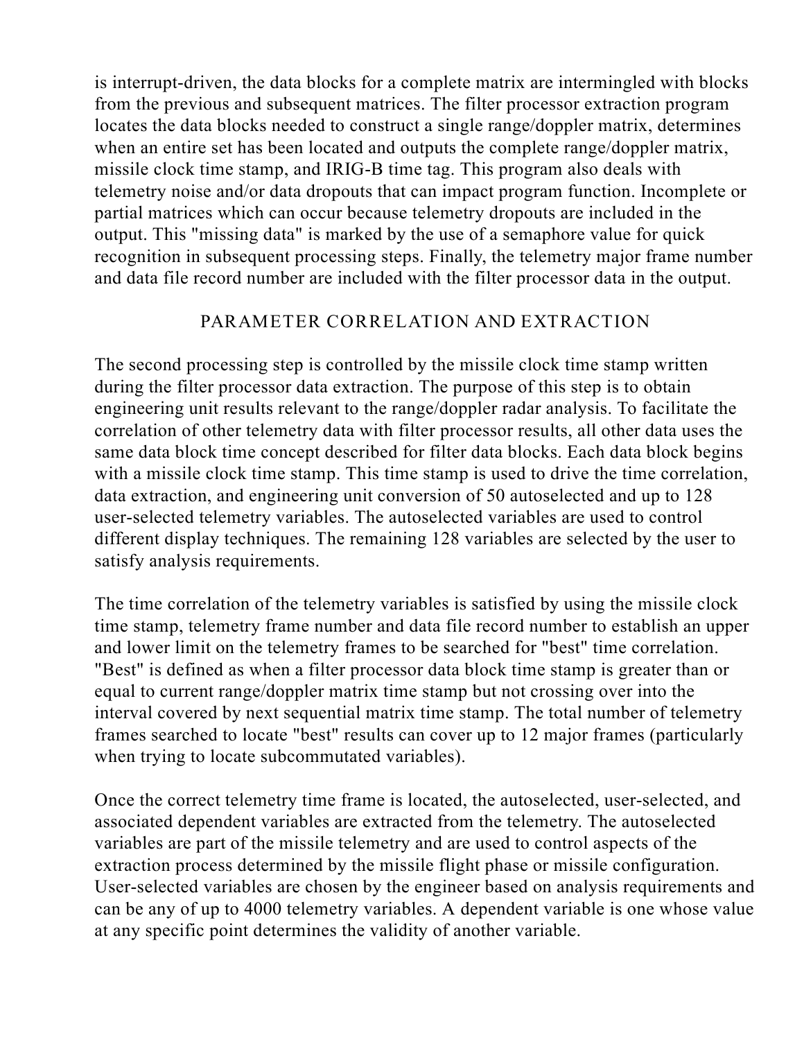is interrupt-driven, the data blocks for a complete matrix are intermingled with blocks from the previous and subsequent matrices. The filter processor extraction program locates the data blocks needed to construct a single range/doppler matrix, determines when an entire set has been located and outputs the complete range/doppler matrix, missile clock time stamp, and IRIG-B time tag. This program also deals with telemetry noise and/or data dropouts that can impact program function. Incomplete or partial matrices which can occur because telemetry dropouts are included in the output. This "missing data" is marked by the use of a semaphore value for quick recognition in subsequent processing steps. Finally, the telemetry major frame number and data file record number are included with the filter processor data in the output.

## PARAMETER CORRELATION AND EXTRACTION

The second processing step is controlled by the missile clock time stamp written during the filter processor data extraction. The purpose of this step is to obtain engineering unit results relevant to the range/doppler radar analysis. To facilitate the correlation of other telemetry data with filter processor results, all other data uses the same data block time concept described for filter data blocks. Each data block begins with a missile clock time stamp. This time stamp is used to drive the time correlation, data extraction, and engineering unit conversion of 50 autoselected and up to 128 user-selected telemetry variables. The autoselected variables are used to control different display techniques. The remaining 128 variables are selected by the user to satisfy analysis requirements.

The time correlation of the telemetry variables is satisfied by using the missile clock time stamp, telemetry frame number and data file record number to establish an upper and lower limit on the telemetry frames to be searched for "best" time correlation. "Best" is defined as when a filter processor data block time stamp is greater than or equal to current range/doppler matrix time stamp but not crossing over into the interval covered by next sequential matrix time stamp. The total number of telemetry frames searched to locate "best" results can cover up to 12 major frames (particularly when trying to locate subcommutated variables).

Once the correct telemetry time frame is located, the autoselected, user-selected, and associated dependent variables are extracted from the telemetry. The autoselected variables are part of the missile telemetry and are used to control aspects of the extraction process determined by the missile flight phase or missile configuration. User-selected variables are chosen by the engineer based on analysis requirements and can be any of up to 4000 telemetry variables. A dependent variable is one whose value at any specific point determines the validity of another variable.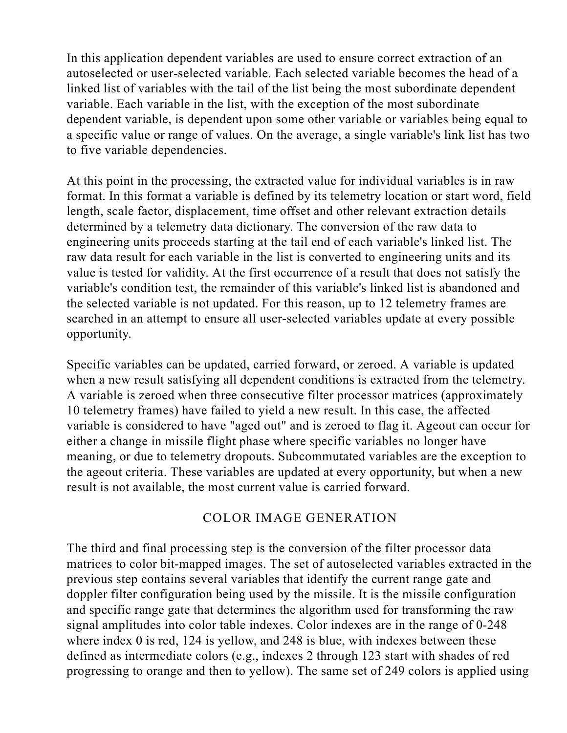In this application dependent variables are used to ensure correct extraction of an autoselected or user-selected variable. Each selected variable becomes the head of a linked list of variables with the tail of the list being the most subordinate dependent variable. Each variable in the list, with the exception of the most subordinate dependent variable, is dependent upon some other variable or variables being equal to a specific value or range of values. On the average, a single variable's link list has two to five variable dependencies.

At this point in the processing, the extracted value for individual variables is in raw format. In this format a variable is defined by its telemetry location or start word, field length, scale factor, displacement, time offset and other relevant extraction details determined by a telemetry data dictionary. The conversion of the raw data to engineering units proceeds starting at the tail end of each variable's linked list. The raw data result for each variable in the list is converted to engineering units and its value is tested for validity. At the first occurrence of a result that does not satisfy the variable's condition test, the remainder of this variable's linked list is abandoned and the selected variable is not updated. For this reason, up to 12 telemetry frames are searched in an attempt to ensure all user-selected variables update at every possible opportunity.

Specific variables can be updated, carried forward, or zeroed. A variable is updated when a new result satisfying all dependent conditions is extracted from the telemetry. A variable is zeroed when three consecutive filter processor matrices (approximately 10 telemetry frames) have failed to yield a new result. In this case, the affected variable is considered to have "aged out" and is zeroed to flag it. Ageout can occur for either a change in missile flight phase where specific variables no longer have meaning, or due to telemetry dropouts. Subcommutated variables are the exception to the ageout criteria. These variables are updated at every opportunity, but when a new result is not available, the most current value is carried forward.

## COLOR IMAGE GENERATION

The third and final processing step is the conversion of the filter processor data matrices to color bit-mapped images. The set of autoselected variables extracted in the previous step contains several variables that identify the current range gate and doppler filter configuration being used by the missile. It is the missile configuration and specific range gate that determines the algorithm used for transforming the raw signal amplitudes into color table indexes. Color indexes are in the range of 0-248 where index 0 is red, 124 is yellow, and 248 is blue, with indexes between these defined as intermediate colors (e.g., indexes 2 through 123 start with shades of red progressing to orange and then to yellow). The same set of 249 colors is applied using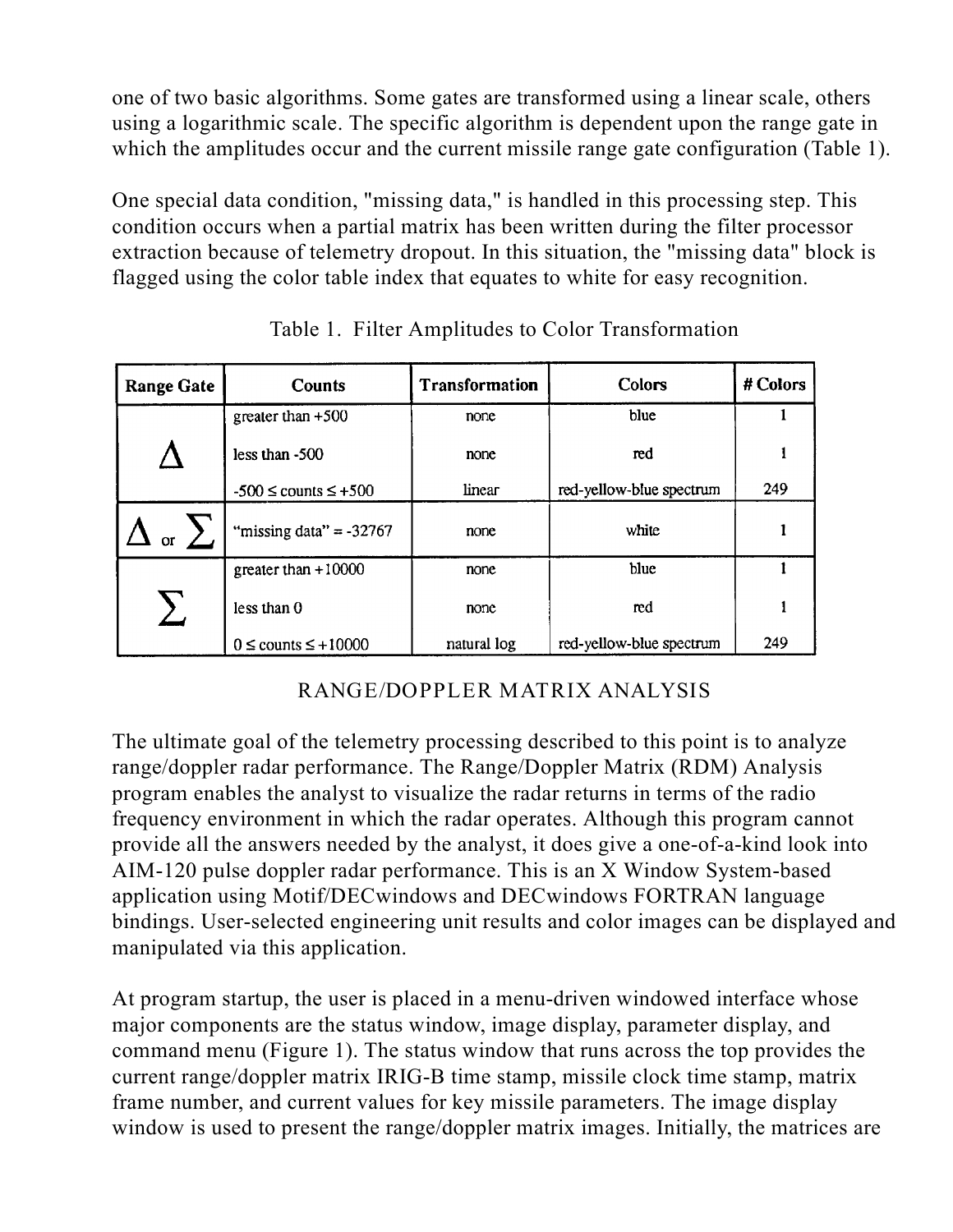one of two basic algorithms. Some gates are transformed using a linear scale, others using a logarithmic scale. The specific algorithm is dependent upon the range gate in which the amplitudes occur and the current missile range gate configuration (Table 1).

One special data condition, "missing data," is handled in this processing step. This condition occurs when a partial matrix has been written during the filter processor extraction because of telemetry dropout. In this situation, the "missing data" block is flagged using the color table index that equates to white for easy recognition.

Table 1. Filter Amplitudes to Color Transformation

| Range Gate | Counts | Transformation | Colors | # Colors |
|---|---|---|---|---|
| $\Delta$ | greater than +500 | none | blue | 1 |
| | less than -500 | none | red | 1 |
| | $-500 \leq$ counts $\leq +500$ | linear | red-yellow-blue spectrum | 249 |
| $\Delta$ or $\sum$ | "missing data" = -32767 | none | white | 1 |
| $\sum$ | greater than +10000 | none | blue | 1 |
| | less than 0 | none | red | 1 |
| | $0 \leq$ counts $\leq +10000$ | natural log | red-yellow-blue spectrum | 249 |

## RANGE/DOPPLER MATRIX ANALYSIS

The ultimate goal of the telemetry processing described to this point is to analyze range/doppler radar performance. The Range/Doppler Matrix (RDM) Analysis program enables the analyst to visualize the radar returns in terms of the radio frequency environment in which the radar operates. Although this program cannot provide all the answers needed by the analyst, it does give a one-of-a-kind look into AIM-120 pulse doppler radar performance. This is an X Window System-based application using Motif/DECwindows and DECwindows FORTRAN language bindings. User-selected engineering unit results and color images can be displayed and manipulated via this application.

At program startup, the user is placed in a menu-driven windowed interface whose major components are the status window, image display, parameter display, and command menu (Figure 1). The status window that runs across the top provides the current range/doppler matrix IRIG-B time stamp, missile clock time stamp, matrix frame number, and current values for key missile parameters. The image display window is used to present the range/doppler matrix images. Initially, the matrices are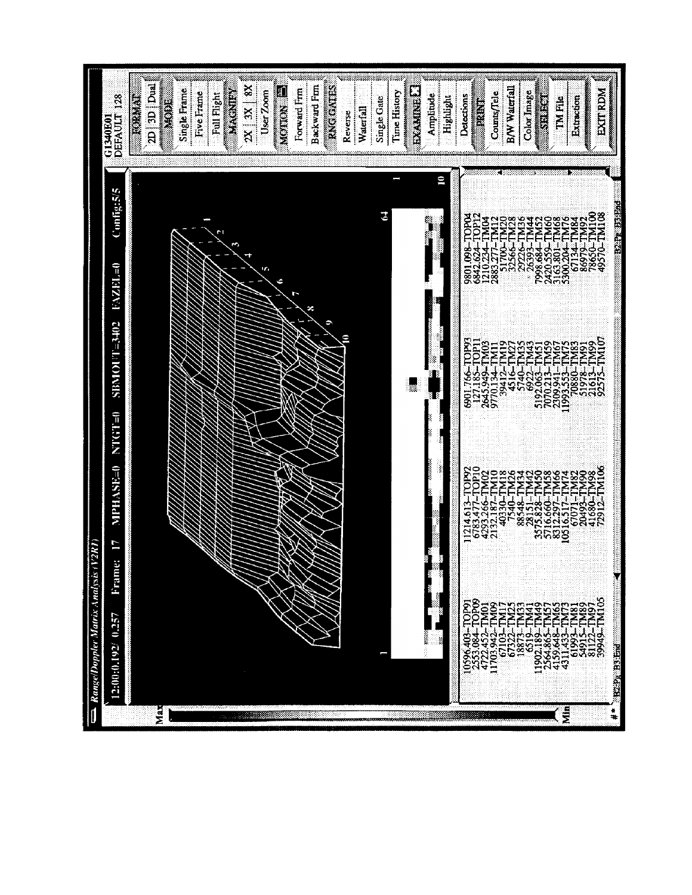Range/Doppler Matrix Analysis (V2R1)

12:00:0.192/ 0.257   Frame: 17   MPHASE=0   NTGT=0   SBMOFT=3402   FAZEL=0   Config:5/5

| | | | |
|---|---|---|---|
| 10596.403–TOP91 | 11214.613–TOP92 | 6901.766–TOP93 | 9801.098–TOP04 |
| 2553.084–TOP09 | 6783.477–TOP10 | 127.185–TOP11 | 6842.624–TOP12 |
| 4722.452–TM01 | 4293.266–TM02 | 2645.949–TM03 | 1210.234–TM04 |
| 11703.942–TM09 | 2132.187–TM10 | 9770.134–TM11 | 2883.277–TM12 |
| 67103–TM17 | 40330–TM18 | 39412–TM19 | 51700–TM20 |
| 67322–TM25 | 7540–TM26 | 4516–TM27 | 32566–TM28 |
| 18873–TM33 | 88548–TM34 | 5740–TM35 | 29226–TM36 |
| 6519–TM41 | 28151–TM42 | 6922–TM43 | 26393–TM44 |
| 11902.189–TM49 | 3575.828–TM50 | 5192.063–TM51 | 7998.684–TM52 |
| 2564.865–TM57 | 5716.660–TM58 | 7070.213–TM59 | 2420.559–TM60 |
| 4159.648–TM65 | 8312.297–TM66 | 2309.941–TM67 | 3163.801–TM68 |
| 4311.433–TM73 | 10516.517–TM74 | 11993.553–TM75 | 5300.204–TM76 |
| 61993–TM81 | 67071–TM82 | 70880–TM83 | 67134–TM84 |
| 54915–TM89 | 20493–TM90 | 51978–TM91 | 86979–TM92 |
| 81122–TM97 | 41680–TM98 | 21613–TM99 | 78650–TM100 |
| 39949–TM105 | 72912–TM106 | 92575–TM107 | 49570–TM108 |

G1340E01
DEFAULT 128

- FORMAT: 2D | 3D | Dual
- MODE: Single Frame, Five Frame, Full Flight
- MAGNIFY: 2X | 3X | 8X, User Zoom
- MOTION: Forward Frm, Backward Frm
- RNG GATES: Reverse, Waterfall, Single Gate, Time History
- EXAMINE: Amplitude, Highlight, Detections
- PRINT: Counts/Tele, B/W Waterfall, Color Image
- SELECT: TM File, Extraction
- EXIT RDM

Max / Min

#* B2:Pg B3:End    B2:Pg B3:End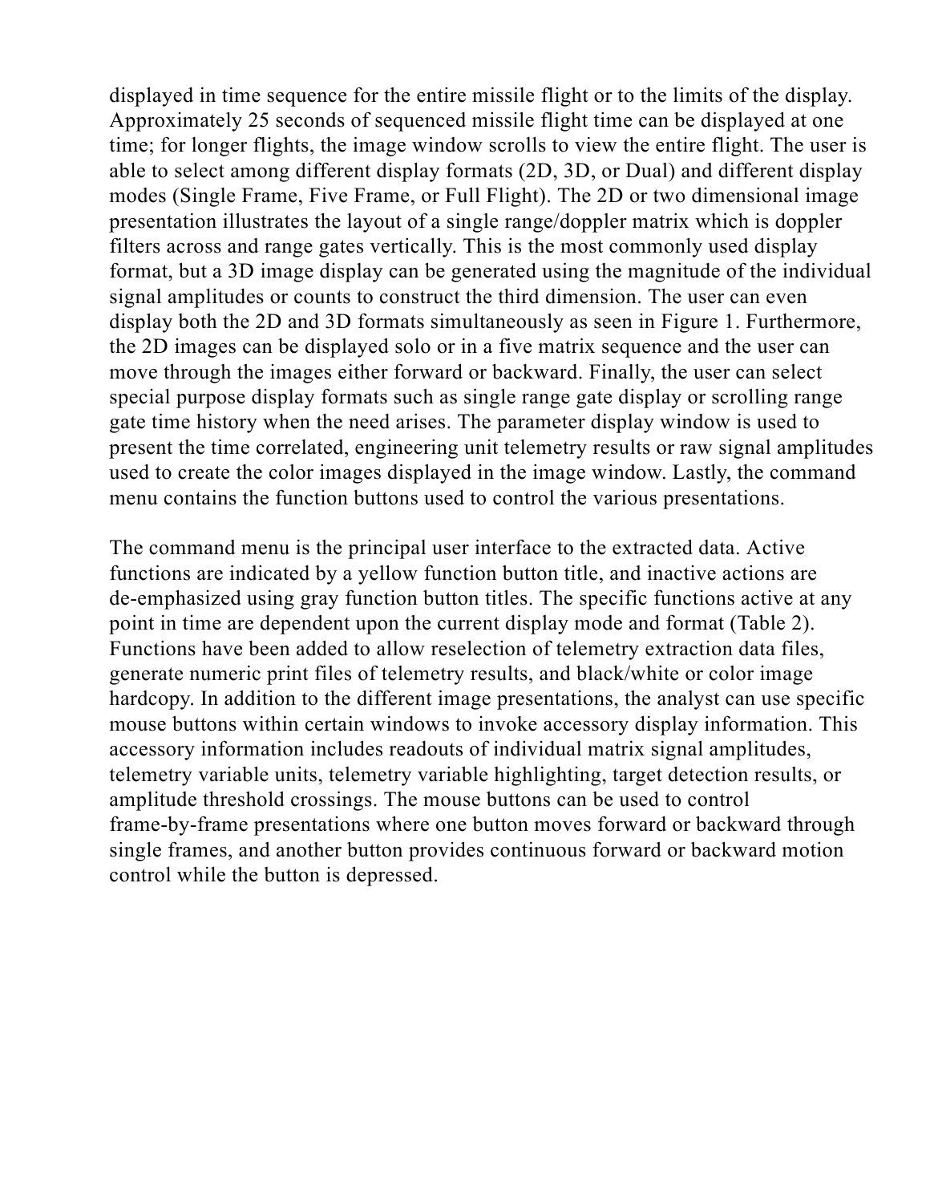displayed in time sequence for the entire missile flight or to the limits of the display. Approximately 25 seconds of sequenced missile flight time can be displayed at one time; for longer flights, the image window scrolls to view the entire flight. The user is able to select among different display formats (2D, 3D, or Dual) and different display modes (Single Frame, Five Frame, or Full Flight). The 2D or two dimensional image presentation illustrates the layout of a single range/doppler matrix which is doppler filters across and range gates vertically. This is the most commonly used display format, but a 3D image display can be generated using the magnitude of the individual signal amplitudes or counts to construct the third dimension. The user can even display both the 2D and 3D formats simultaneously as seen in Figure 1. Furthermore, the 2D images can be displayed solo or in a five matrix sequence and the user can move through the images either forward or backward. Finally, the user can select special purpose display formats such as single range gate display or scrolling range gate time history when the need arises. The parameter display window is used to present the time correlated, engineering unit telemetry results or raw signal amplitudes used to create the color images displayed in the image window. Lastly, the command menu contains the function buttons used to control the various presentations.

The command menu is the principal user interface to the extracted data. Active functions are indicated by a yellow function button title, and inactive actions are de-emphasized using gray function button titles. The specific functions active at any point in time are dependent upon the current display mode and format (Table 2). Functions have been added to allow reselection of telemetry extraction data files, generate numeric print files of telemetry results, and black/white or color image hardcopy. In addition to the different image presentations, the analyst can use specific mouse buttons within certain windows to invoke accessory display information. This accessory information includes readouts of individual matrix signal amplitudes, telemetry variable units, telemetry variable highlighting, target detection results, or amplitude threshold crossings. The mouse buttons can be used to control frame-by-frame presentations where one button moves forward or backward through single frames, and another button provides continuous forward or backward motion control while the button is depressed.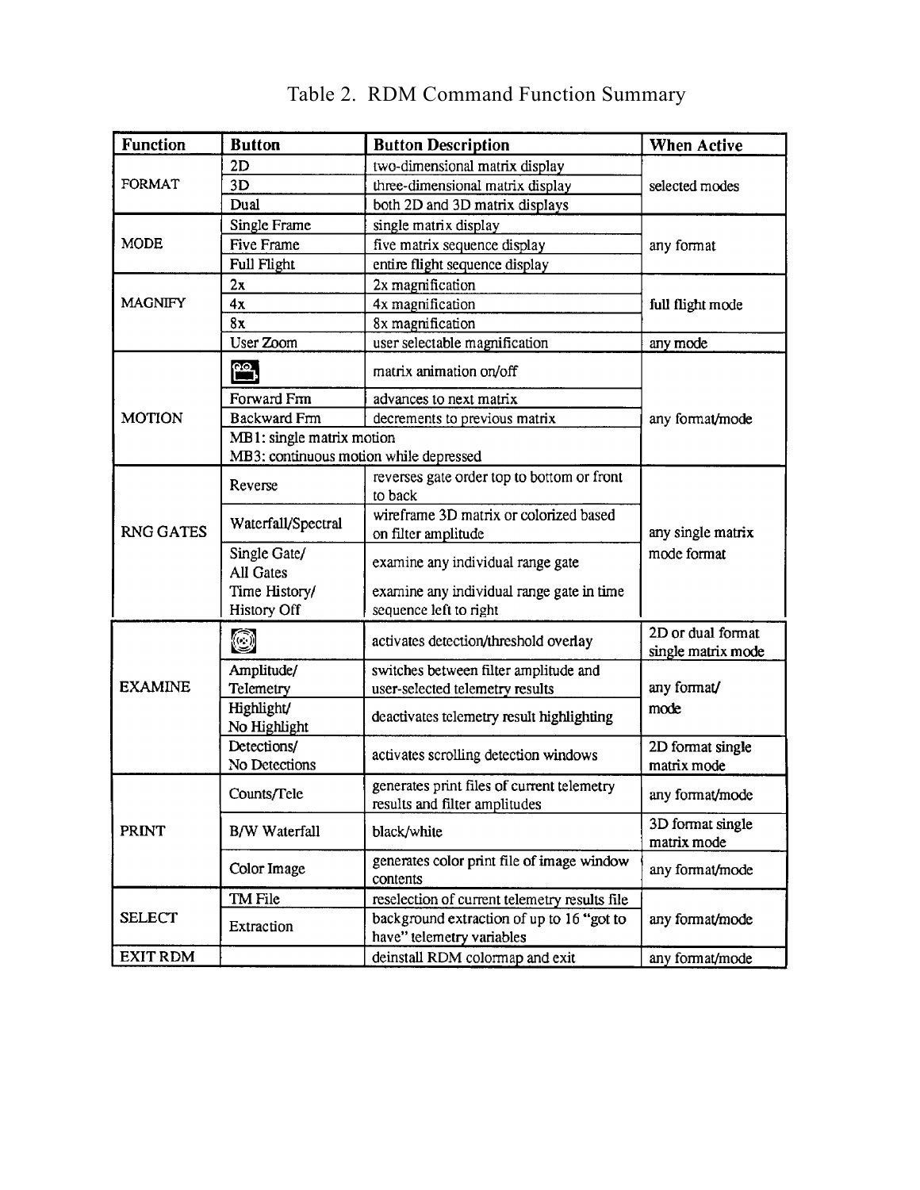## Table 2. RDM Command Function Summary

| Function | Button | Button Description | When Active |
|---|---|---|---|
| FORMAT | 2D | two-dimensional matrix display | selected modes |
| | 3D | three-dimensional matrix display | |
| | Dual | both 2D and 3D matrix displays | |
| MODE | Single Frame | single matrix display | any format |
| | Five Frame | five matrix sequence display | |
| | Full Flight | entire flight sequence display | |
| MAGNIFY | 2x | 2x magnification | full flight mode |
| | 4x | 4x magnification | |
| | 8x | 8x magnification | |
| | User Zoom | user selectable magnification | any mode |
| MOTION | [camera icon] | matrix animation on/off | any format/mode |
| | Forward Frm | advances to next matrix | |
| | Backward Frm | decrements to previous matrix | |
| | MB1: single matrix motion<br>MB3: continuous motion while depressed | | |
| RNG GATES | Reverse | reverses gate order top to bottom or front to back | any single matrix mode format |
| | Waterfall/Spectral | wireframe 3D matrix or colorized based on filter amplitude | |
| | Single Gate/<br>All Gates | examine any individual range gate | |
| | Time History/<br>History Off | examine any individual range gate in time sequence left to right | |
| EXAMINE | [target icon] | activates detection/threshold overlay | 2D or dual format single matrix mode |
| | Amplitude/<br>Telemetry | switches between filter amplitude and user-selected telemetry results | any format/ mode |
| | Highlight/<br>No Highlight | deactivates telemetry result highlighting | |
| | Detections/<br>No Detections | activates scrolling detection windows | 2D format single matrix mode |
| PRINT | Counts/Tele | generates print files of current telemetry results and filter amplitudes | any format/mode |
| | B/W Waterfall | black/white | 3D format single matrix mode |
| | Color Image | generates color print file of image window contents | any format/mode |
| SELECT | TM File | reselection of current telemetry results file | any format/mode |
| | Extraction | background extraction of up to 16 "got to have" telemetry variables | |
| EXIT RDM | | deinstall RDM colormap and exit | any format/mode |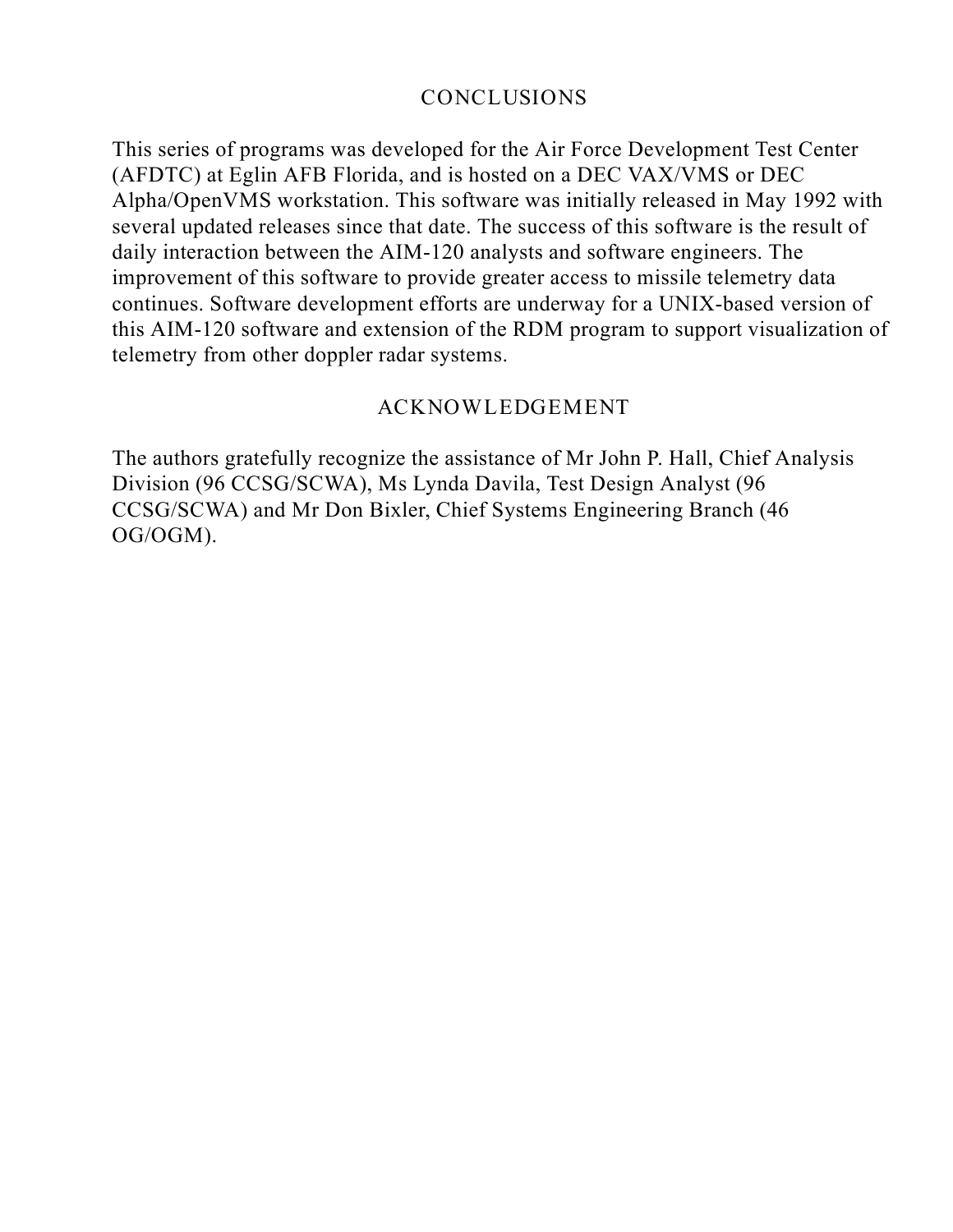## CONCLUSIONS

This series of programs was developed for the Air Force Development Test Center (AFDTC) at Eglin AFB Florida, and is hosted on a DEC VAX/VMS or DEC Alpha/OpenVMS workstation. This software was initially released in May 1992 with several updated releases since that date. The success of this software is the result of daily interaction between the AIM-120 analysts and software engineers. The improvement of this software to provide greater access to missile telemetry data continues. Software development efforts are underway for a UNIX-based version of this AIM-120 software and extension of the RDM program to support visualization of telemetry from other doppler radar systems.

## ACKNOWLEDGEMENT

The authors gratefully recognize the assistance of Mr John P. Hall, Chief Analysis Division (96 CCSG/SCWA), Ms Lynda Davila, Test Design Analyst (96 CCSG/SCWA) and Mr Don Bixler, Chief Systems Engineering Branch (46 OG/OGM).